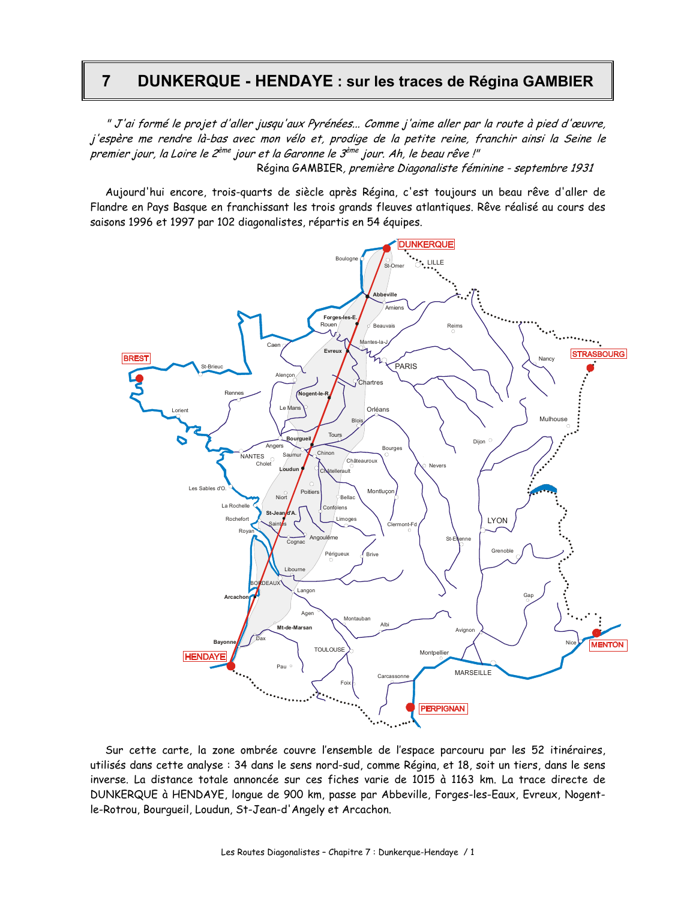# 7 DUNKERQUE - HENDAYE : sur les traces de Régina GAMBIER

*" J'ai formé le projet d'aller jusqu'aux Pyrénées... Comme j'aime aller par la route à pied d'œuvre, j'espère me rendre là-bas avec mon vélo et, prodige de la petite reine, franchir ainsi la Seine le premier jour, la Loire le 2ème jour et la Garonne le 3ème jour. Ah, le beau rêve !"*

Régina GAMBIER, *première Diagonaliste féminine - septembre 1931*

Aujourd'hui encore, trois-quarts de siècle après Régina, c'est toujours un beau rêve d'aller de Flandre en Pays Basque en franchissant les trois grands fleuves atlantiques. Rêve réalisé au cours des saisons 1996 et 1997 par 102 diagonalistes, répartis en 54 équipes.

DUNKERQUE
LILLE
Boulogne
St-Omer
Abbeville
Amiens
Forges-les-E.
Rouen
Beauvais
Reims
Caen
Mantes-la-J.
Evreux
PARIS
Nancy
STRASBOURG
BREST
St-Brieuc
Alençon
Chartres
Rennes
Nogent-le-R.
Le Mans
Orléans
Lorient
Blois
Mulhouse
Tours
Bourgueil
Angers
Dijon
Saumur
Chinon
Bourges
NANTES
Cholet
Châteauroux
Loudun
Nevers
Châtellerault
Les Sables d'O.
Montluçon
Poitiers
Niort
Bellac
La Rochelle
Confolens
St-Jean d'A.
Rochefort
Limoges
Saintes
Clermont-Fd
LYON
Royan
Cognac
Angoulême
St-Etienne
Grenoble
Périgueux
Brive
Libourne
BORDEAUX
Langon
Arcachon
Gap
Agen
Montauban
Albi
Mt-de-Marsan
Avignon
Bayonne
Dax
Nice
MENTON
HENDAYE
TOULOUSE
Montpellier
Pau
MARSEILLE
Foix
Carcassonne
PERPIGNAN

Sur cette carte, la zone ombrée couvre l'ensemble de l'espace parcouru par les 52 itinéraires, utilisés dans cette analyse : 34 dans le sens nord-sud, comme Régina, et 18, soit un tiers, dans le sens inverse. La distance totale annoncée sur ces fiches varie de 1015 à 1163 km. La trace directe de DUNKERQUE à HENDAYE, longue de 900 km, passe par Abbeville, Forges-les-Eaux, Evreux, Nogent-le-Rotrou, Bourgueil, Loudun, St-Jean-d'Angely et Arcachon.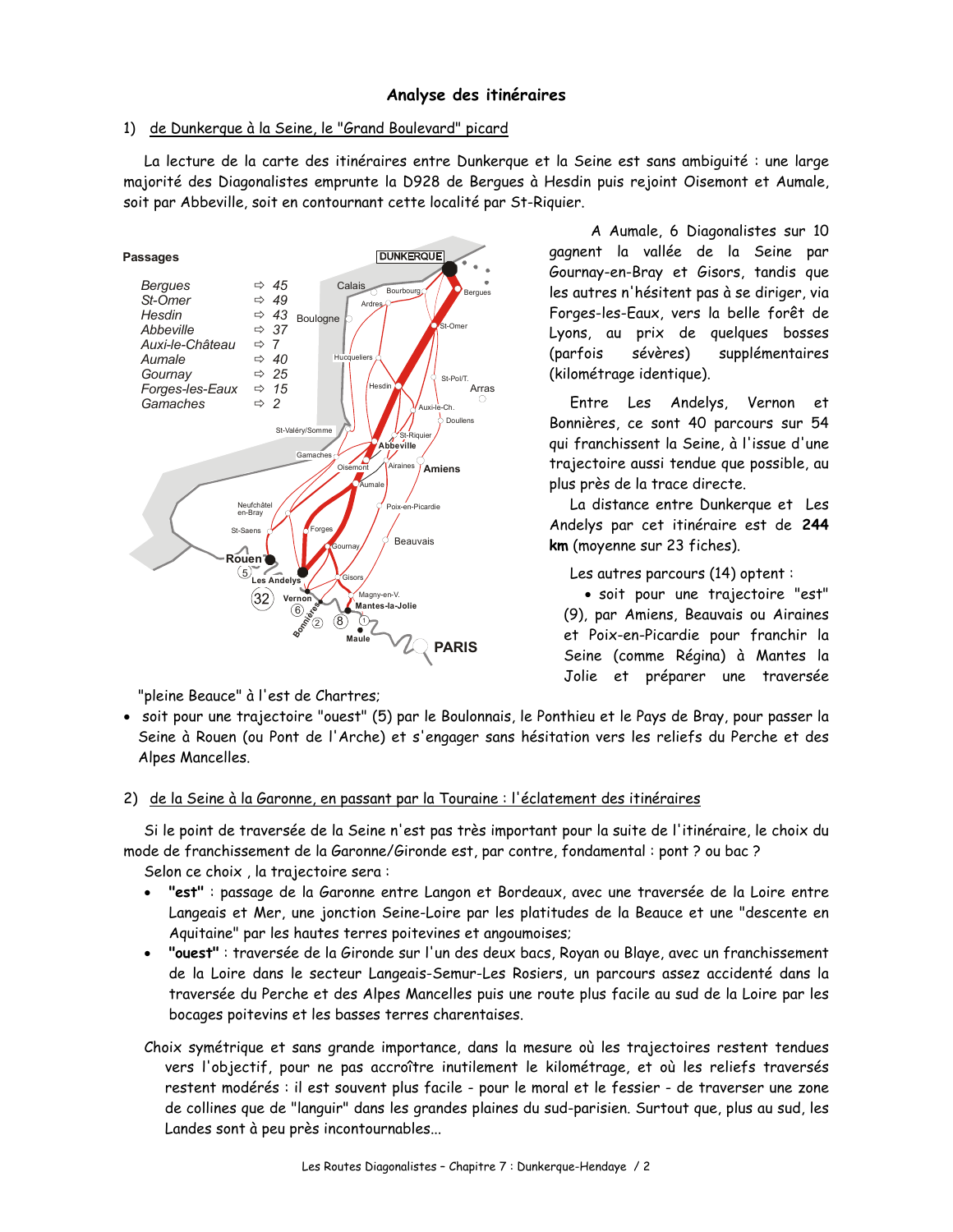# Analyse des itinéraires

## 1) de Dunkerque à la Seine, le "Grand Boulevard" picard

La lecture de la carte des itinéraires entre Dunkerque et la Seine est sans ambiguité : une large majorité des Diagonalistes emprunte la D928 de Bergues à Hesdin puis rejoint Oisemont et Aumale, soit par Abbeville, soit en contournant cette localité par St-Riquier.

**Passages**

| | |
|---|---|
| Bergues | ⇨ 45 |
| St-Omer | ⇨ 49 |
| Hesdin | ⇨ 43 |
| Abbeville | ⇨ 37 |
| Auxi-le-Château | ⇨ 7 |
| Aumale | ⇨ 40 |
| Gournay | ⇨ 25 |
| Forges-les-Eaux | ⇨ 15 |
| Gamaches | ⇨ 2 |

A Aumale, 6 Diagonalistes sur 10 gagnent la vallée de la Seine par Gournay-en-Bray et Gisors, tandis que les autres n'hésitent pas à se diriger, via Forges-les-Eaux, vers la belle forêt de Lyons, au prix de quelques bosses (parfois sévères) supplémentaires (kilométrage identique).

Entre Les Andelys, Vernon et Bonnières, ce sont 40 parcours sur 54 qui franchissent la Seine, à l'issue d'une trajectoire aussi tendue que possible, au plus près de la trace directe.

La distance entre Dunkerque et Les Andelys par cet itinéraire est de **244 km** (moyenne sur 23 fiches).

Les autres parcours (14) optent :

- soit pour une trajectoire "est" (9), par Amiens, Beauvais ou Airaines et Poix-en-Picardie pour franchir la Seine (comme Régina) à Mantes la Jolie et préparer une traversée "pleine Beauce" à l'est de Chartres;
- soit pour une trajectoire "ouest" (5) par le Boulonnais, le Ponthieu et le Pays de Bray, pour passer la Seine à Rouen (ou Pont de l'Arche) et s'engager sans hésitation vers les reliefs du Perche et des Alpes Mancelles.

## 2) de la Seine à la Garonne, en passant par la Touraine : l'éclatement des itinéraires

Si le point de traversée de la Seine n'est pas très important pour la suite de l'itinéraire, le choix du mode de franchissement de la Garonne/Gironde est, par contre, fondamental : pont ? ou bac ?

Selon ce choix , la trajectoire sera :

- **"est"** : passage de la Garonne entre Langon et Bordeaux, avec une traversée de la Loire entre Langeais et Mer, une jonction Seine-Loire par les platitudes de la Beauce et une "descente en Aquitaine" par les hautes terres poitevines et angoumoises;
- **"ouest"** : traversée de la Gironde sur l'un des deux bacs, Royan ou Blaye, avec un franchissement de la Loire dans le secteur Langeais-Semur-Les Rosiers, un parcours assez accidenté dans la traversée du Perche et des Alpes Mancelles puis une route plus facile au sud de la Loire par les bocages poitevins et les basses terres charentaises.

Choix symétrique et sans grande importance, dans la mesure où les trajectoires restent tendues vers l'objectif, pour ne pas accroître inutilement le kilométrage, et où les reliefs traversés restent modérés : il est souvent plus facile - pour le moral et le fessier - de traverser une zone de collines que de "languir" dans les grandes plaines du sud-parisien. Surtout que, plus au sud, les Landes sont à peu près incontournables...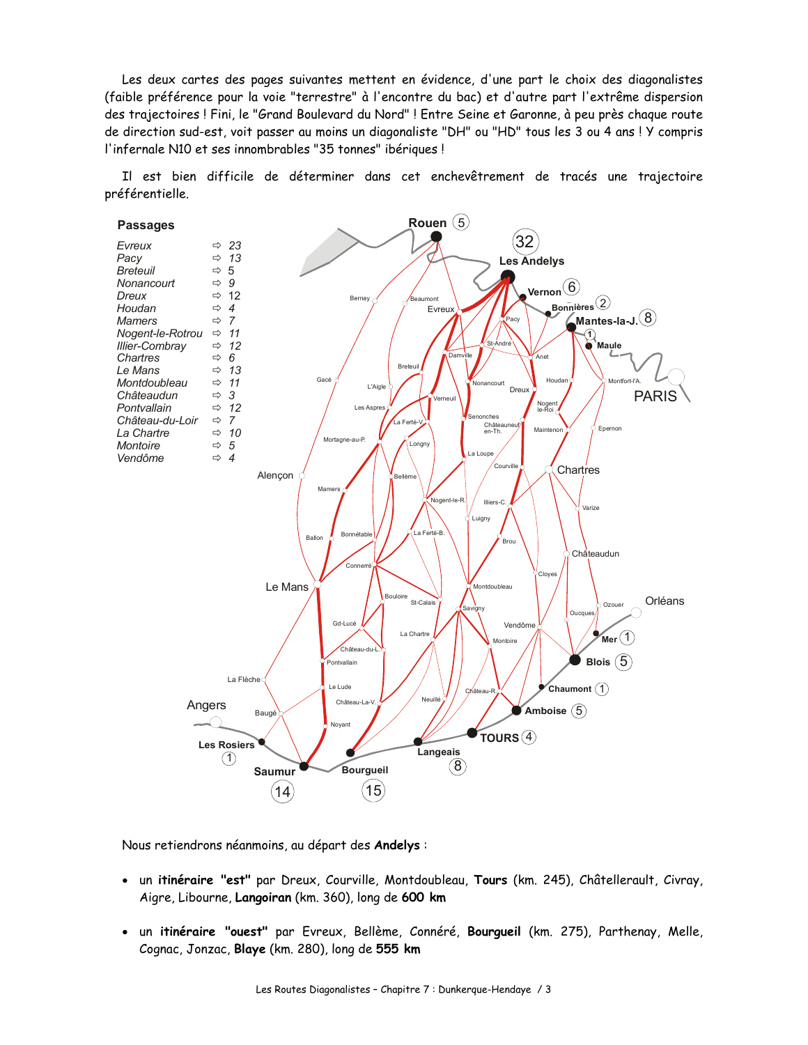Les deux cartes des pages suivantes mettent en évidence, d'une part le choix des diagonalistes (faible préférence pour la voie "terrestre" à l'encontre du bac) et d'autre part l'extrême dispersion des trajectoires ! Fini, le "Grand Boulevard du Nord" ! Entre Seine et Garonne, à peu près chaque route de direction sud-est, voit passer au moins un diagonaliste "DH" ou "HD" tous les 3 ou 4 ans ! Y compris l'infernale N10 et ses innombrables "35 tonnes" ibériques !

Il est bien difficile de déterminer dans cet enchevêtrement de tracés une trajectoire préférentielle.

**Passages**

*Evreux* ⇨ 23
*Pacy* ⇨ 13
*Breteuil* ⇨ 5
*Nonancourt* ⇨ 9
*Dreux* ⇨ 12
*Houdan* ⇨ 4
*Mamers* ⇨ 7
*Nogent-le-Rotrou* ⇨ 11
*Illier-Combray* ⇨ 12
*Chartres* ⇨ 6
*Le Mans* ⇨ 13
*Montdoubleau* ⇨ 11
*Châteaudun* ⇨ 3
*Pontvallain* ⇨ 12
*Château-du-Loir* ⇨ 7
*La Chartre* ⇨ 10
*Montoire* ⇨ 5
*Vendôme* ⇨ 4

Rouen 5
Les Andelys 32
Vernon 6
Bonnières 2
Mantes-la-J. 8
Maule 1
PARIS
Orléans
Mer 1
Blois 5
Chaumont 1
Amboise 5
TOURS 4
Langeais 8
Bourgueil 15
Saumur 14
Les Rosiers 1
Angers

Nous retiendrons néanmoins, au départ des **Andelys** :

- un **itinéraire "est"** par Dreux, Courville, Montdoubleau, **Tours** (km. 245), Châtellerault, Civray, Aigre, Libourne, **Langoiran** (km. 360), long de **600 km**
- un **itinéraire "ouest"** par Evreux, Bellème, Connéré, **Bourgueil** (km. 275), Parthenay, Melle, Cognac, Jonzac, **Blaye** (km. 280), long de **555 km**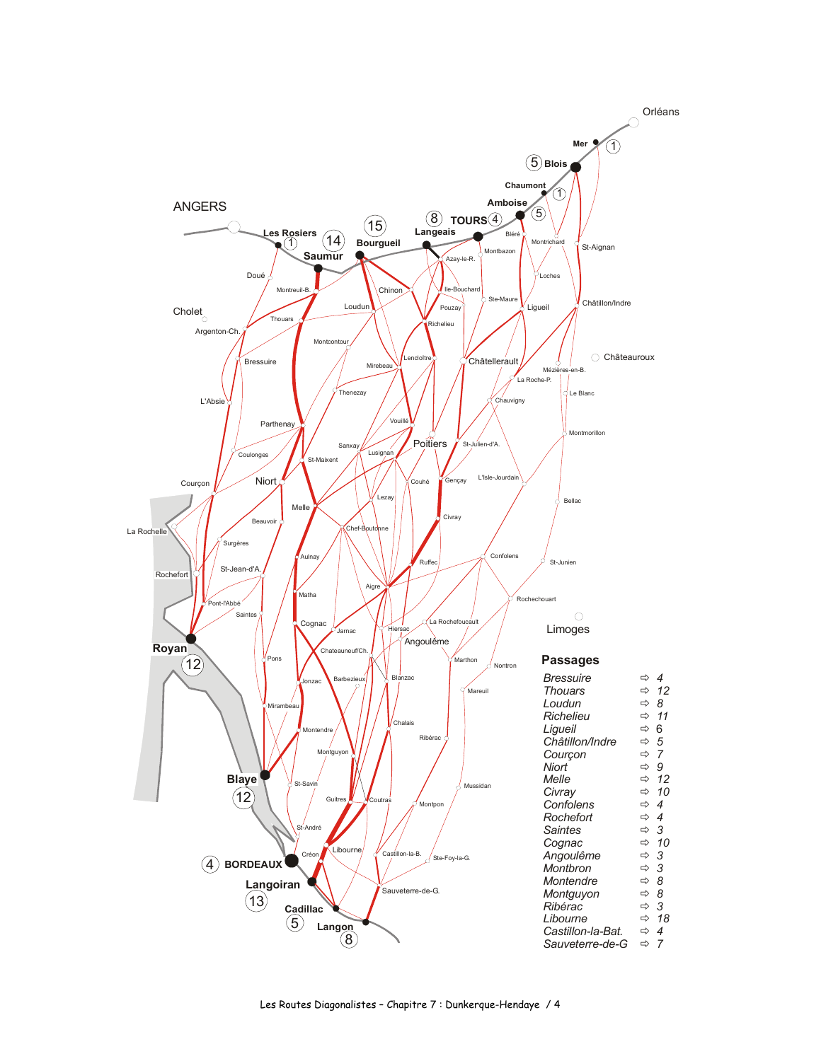Orléans

Mer 1

5 Blois

Chaumont 1

Amboise 5

8 TOURS 4

Langeais

15 Bourgueil

ANGERS

Les Rosiers 1

14 Saumur

Bléré

Montrichard

St-Aignan

Montbazon

Azay-le-R.

Loches

Ile-Bouchard

Ste-Maure

Chinon

Doué

Montreuil-B.

Loudun

Pouzay

Ligueil

Châtillon/Indre

Cholet

Thouars

Richelieu

Argenton-Ch.

Montcontour

Lencloître

Châtellerault

Châteauroux

Mirebeau

Mézières-en-B.

Bressuire

La Roche-P.

Thenezay

Le Blanc

Chauvigny

L'Absie

Vouillé

Parthenay

Montmorillon

Sanxay

Poitiers

St-Julien-d'A.

Lusignan

Coulonges

St-Maixent

Courçon

Niort

Couhé

Gençay

L'Isle-Jourdain

Lezay

Melle

Bellac

Civray

Beauvoir

La Rochelle

Chef-Boutonne

Surgères

Aulnay

Confolens

Ruffec

St-Junien

St-Jean-d'A.

Rochefort

Aigre

Matha

Rochechouart

Pont-l'Abbé

Saintes

Cognac

La Rochefoucault

Jarnac

Hiersac

Limoges

Royan

12

Angoulême

Chateauneuf/Ch.

Marthon

Nontron

Pons

Barbezieux

Blanzac

Jonzac

Mareuil

Mirambeau

Chalais

Montendre

Ribérac

Montguyon

Blaye

12

St-Savin

Mussidan

Guitres

Coutras

Montpon

St-André

Libourne

4 BORDEAUX

Créon

Castillon-la-B.

Ste-Foy-la-G.

Langoiran

13

Sauveterre-de-G.

Cadillac

5

Langon

8

## Passages

| | |
|---|---|
| *Bressuire* | ⇨ *4* |
| *Thouars* | ⇨ *12* |
| *Loudun* | ⇨ *8* |
| *Richelieu* | ⇨ *11* |
| *Ligueil* | ⇨ *6* |
| *Châtillon/Indre* | ⇨ *5* |
| *Courçon* | ⇨ *7* |
| *Niort* | ⇨ *9* |
| *Melle* | ⇨ *12* |
| *Civray* | ⇨ *10* |
| *Confolens* | ⇨ *4* |
| *Rochefort* | ⇨ *4* |
| *Saintes* | ⇨ *3* |
| *Cognac* | ⇨ *10* |
| *Angoulême* | ⇨ *3* |
| *Montbron* | ⇨ *3* |
| *Montendre* | ⇨ *8* |
| *Montguyon* | ⇨ *8* |
| *Ribérac* | ⇨ *3* |
| *Libourne* | ⇨ *18* |
| *Castillon-la-Bat.* | ⇨ *4* |
| *Sauveterre-de-G* | ⇨ *7* |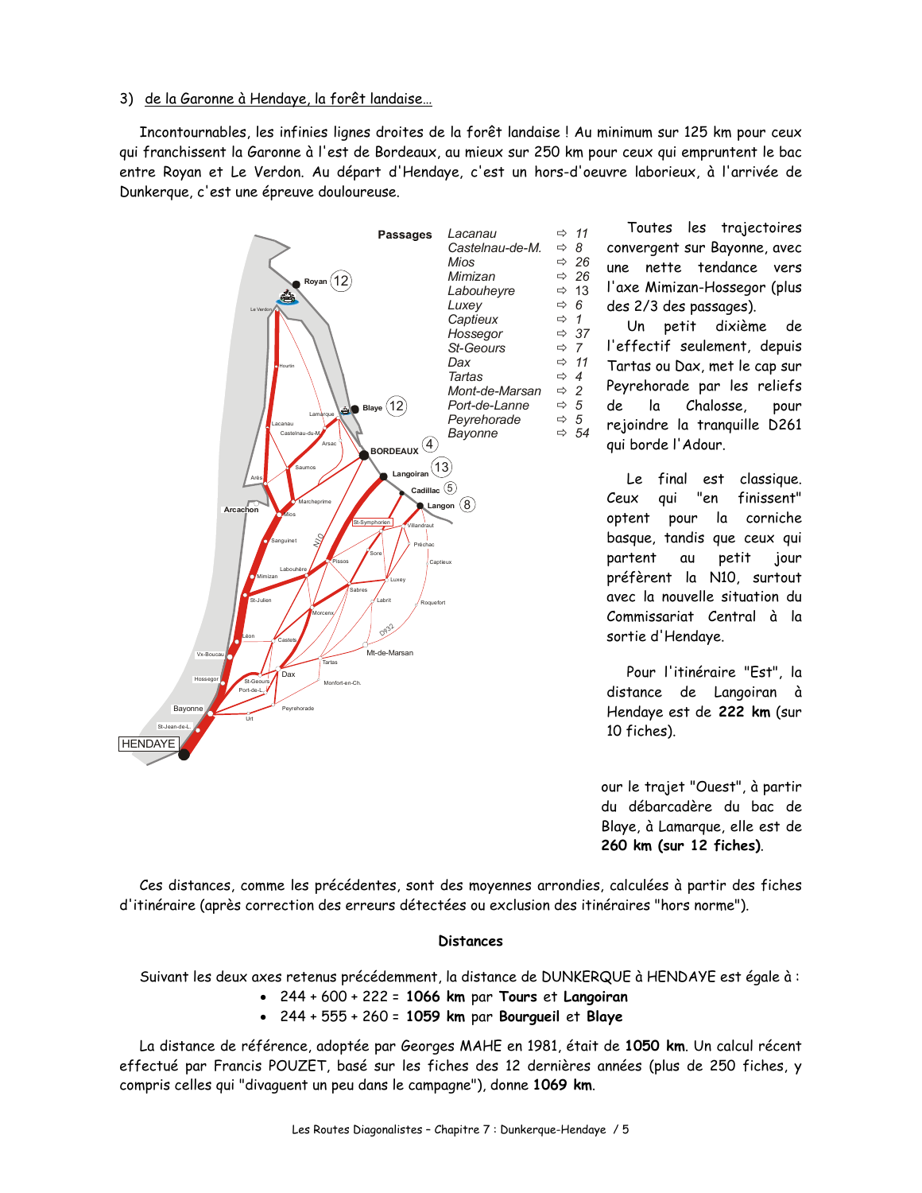3) de la Garonne à Hendaye, la forêt landaise...

Incontournables, les infinies lignes droites de la forêt landaise ! Au minimum sur 125 km pour ceux qui franchissent la Garonne à l'est de Bordeaux, au mieux sur 250 km pour ceux qui empruntent le bac entre Royan et Le Verdon. Au départ d'Hendaye, c'est un hors-d'oeuvre laborieux, à l'arrivée de Dunkerque, c'est une épreuve douloureuse.

Passages
Lacanau ⇨ 11
Castelnau-de-M. ⇨ 8
Mios ⇨ 26
Mimizan ⇨ 26
Labouheyre ⇨ 13
Luxey ⇨ 6
Captieux ⇨ 1
Hossegor ⇨ 37
St-Geours ⇨ 7
Dax ⇨ 11
Tartas ⇨ 4
Mont-de-Marsan ⇨ 2
Port-de-Lanne ⇨ 5
Peyrehorade ⇨ 5
Bayonne ⇨ 54

Royan 12
Le Verdon
Hourtin
Lamarque
Blaye 12
Lacanau
Castelnau-du-M.
Arsac
BORDEAUX 4
Saumos
Langoiran 13
Arès
Cadillac 5
Langon 8
Arcachon
Marcheprime
Mios
St-Symphorien
Villandraut
N10
Sanguinet
Préchac
Sore
Labouhère
Pissos
Captieux
Mimizan
Luxey
Sabres
St-Julien
Labrit
Roquefort
Morcenx
D932
Léon
Castets
Vx-Boucau
Mt-de-Marsan
Tartas
Hossegor
Dax
St-Geours
Port-de-L.
Montfort-en-Ch.
Bayonne
Peyrehorade
Urt
St-Jean-de-L.
HENDAYE

Toutes les trajectoires convergent sur Bayonne, avec une nette tendance vers l'axe Mimizan-Hossegor (plus des 2/3 des passages).

Un petit dixième de l'effectif seulement, depuis Tartas ou Dax, met le cap sur Peyrehorade par les reliefs de la Chalosse, pour rejoindre la tranquille D261 qui borde l'Adour.

Le final est classique. Ceux qui "en finissent" optent pour la corniche basque, tandis que ceux qui partent au petit jour préfèrent la N10, surtout avec la nouvelle situation du Commissariat Central à la sortie d'Hendaye.

Pour l'itinéraire "Est", la distance de Langoiran à Hendaye est de **222 km** (sur 10 fiches).

our le trajet "Ouest", à partir du débarcadère du bac de Blaye, à Lamarque, elle est de **260 km (sur 12 fiches)**.

Ces distances, comme les précédentes, sont des moyennes arrondies, calculées à partir des fiches d'itinéraire (après correction des erreurs détectées ou exclusion des itinéraires "hors norme").

**Distances**

Suivant les deux axes retenus précédemment, la distance de DUNKERQUE à HENDAYE est égale à :

- 244 + 600 + 222 = **1066 km** par **Tours** et **Langoiran**
- 244 + 555 + 260 = **1059 km** par **Bourgueil** et **Blaye**

La distance de référence, adoptée par Georges MAHE en 1981, était de **1050 km**. Un calcul récent effectué par Francis POUZET, basé sur les fiches des 12 dernières années (plus de 250 fiches, y compris celles qui "divaguent un peu dans la campagne"), donne **1069 km**.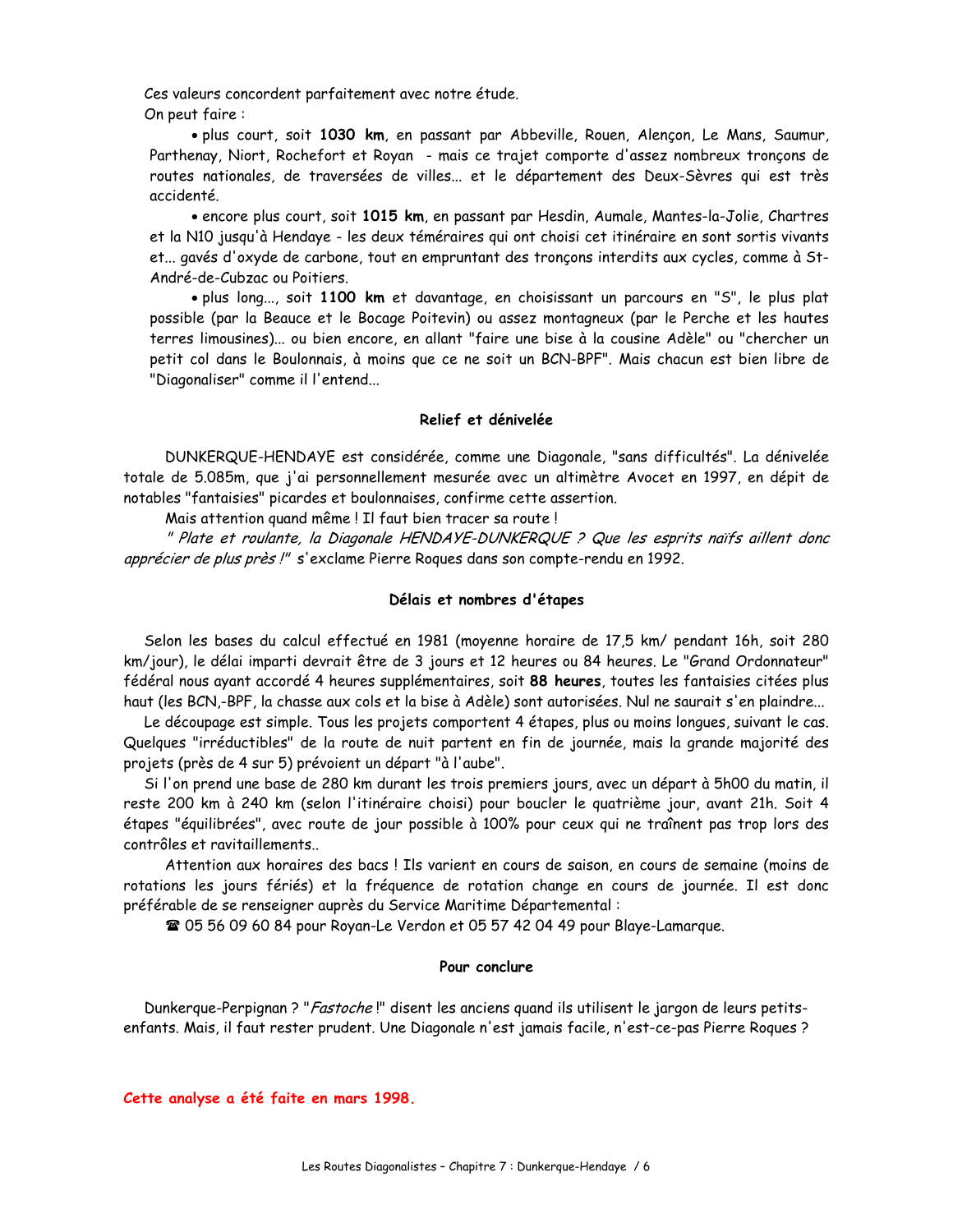Ces valeurs concordent parfaitement avec notre étude.

On peut faire :

- plus court, soit **1030 km**, en passant par Abbeville, Rouen, Alençon, Le Mans, Saumur, Parthenay, Niort, Rochefort et Royan - mais ce trajet comporte d'assez nombreux tronçons de routes nationales, de traversées de villes... et le département des Deux-Sèvres qui est très accidenté.
- encore plus court, soit **1015 km**, en passant par Hesdin, Aumale, Mantes-la-Jolie, Chartres et la N10 jusqu'à Hendaye - les deux téméraires qui ont choisi cet itinéraire en sont sortis vivants et... gavés d'oxyde de carbone, tout en empruntant des tronçons interdits aux cycles, comme à St-André-de-Cubzac ou Poitiers.
- plus long..., soit **1100 km** et davantage, en choisissant un parcours en "S", le plus plat possible (par la Beauce et le Bocage Poitevin) ou assez montagneux (par le Perche et les hautes terres limousines)... ou bien encore, en allant "faire une bise à la cousine Adèle" ou "chercher un petit col dans le Boulonnais, à moins que ce ne soit un BCN-BPF". Mais chacun est bien libre de "Diagonaliser" comme il l'entend...

### Relief et dénivelée

DUNKERQUE-HENDAYE est considérée, comme une Diagonale, "sans difficultés". La dénivelée totale de 5.085m, que j'ai personnellement mesurée avec un altimètre Avocet en 1997, en dépit de notables "fantaisies" picardes et boulonnaises, confirme cette assertion.

Mais attention quand même ! Il faut bien tracer sa route !

*" Plate et roulante, la Diagonale HENDAYE-DUNKERQUE ? Que les esprits naïfs aillent donc apprécier de plus près !"* s'exclame Pierre Roques dans son compte-rendu en 1992.

### Délais et nombres d'étapes

Selon les bases du calcul effectué en 1981 (moyenne horaire de 17,5 km/ pendant 16h, soit 280 km/jour), le délai imparti devrait être de 3 jours et 12 heures ou 84 heures. Le "Grand Ordonnateur" fédéral nous ayant accordé 4 heures supplémentaires, soit **88 heures**, toutes les fantaisies citées plus haut (les BCN,-BPF, la chasse aux cols et la bise à Adèle) sont autorisées. Nul ne saurait s'en plaindre...

Le découpage est simple. Tous les projets comportent 4 étapes, plus ou moins longues, suivant le cas. Quelques "irréductibles" de la route de nuit partent en fin de journée, mais la grande majorité des projets (près de 4 sur 5) prévoient un départ "à l'aube".

Si l'on prend une base de 280 km durant les trois premiers jours, avec un départ à 5h00 du matin, il reste 200 km à 240 km (selon l'itinéraire choisi) pour boucler le quatrième jour, avant 21h. Soit 4 étapes "équilibrées", avec route de jour possible à 100% pour ceux qui ne traînent pas trop lors des contrôles et ravitaillements..

Attention aux horaires des bacs ! Ils varient en cours de saison, en cours de semaine (moins de rotations les jours fériés) et la fréquence de rotation change en cours de journée. Il est donc préférable de se renseigner auprès du Service Maritime Départemental :

☎ 05 56 09 60 84 pour Royan-Le Verdon et 05 57 42 04 49 pour Blaye-Lamarque.

### Pour conclure

Dunkerque-Perpignan ? "*Fastoche* !" disent les anciens quand ils utilisent le jargon de leurs petits-enfants. Mais, il faut rester prudent. Une Diagonale n'est jamais facile, n'est-ce-pas Pierre Roques ?

**Cette analyse a été faite en mars 1998.**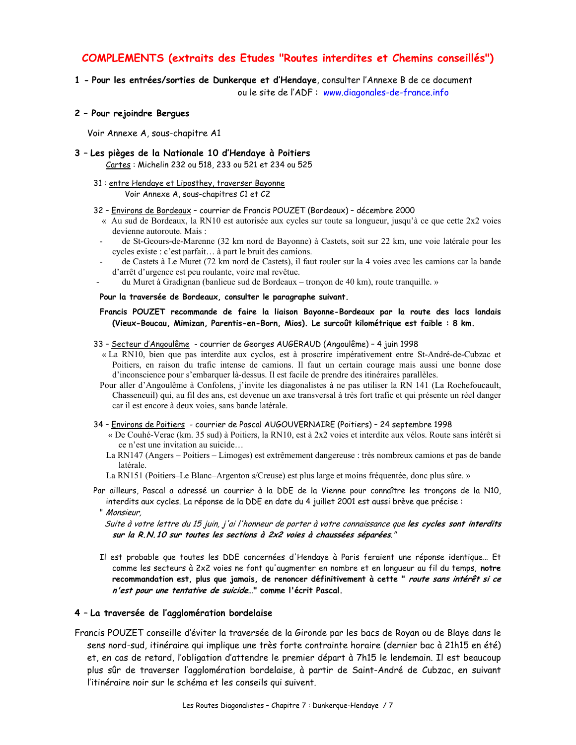# COMPLEMENTS (extraits des Etudes "Routes interdites et Chemins conseillés")

## 1 - Pour les entrées/sorties de Dunkerque et d'Hendaye

**1 - Pour les entrées/sorties de Dunkerque et d'Hendaye**, consulter l'Annexe B de ce document ou le site de l'ADF : www.diagonales-de-france.info

## 2 – Pour rejoindre Bergues

Voir Annexe A, sous-chapitre A1

## 3 – Les pièges de la Nationale 10 d'Hendaye à Poitiers

<u>Cartes</u> : Michelin 232 ou 518, 233 ou 521 et 234 ou 525

31 : <u>entre Hendaye et Liposthey, traverser Bayonne</u>
Voir Annexe A, sous-chapitres C1 et C2

32 – <u>Environs de Bordeaux</u> – courrier de Francis POUZET (Bordeaux) – décembre 2000

« Au sud de Bordeaux, la RN10 est autorisée aux cycles sur toute sa longueur, jusqu'à ce que cette 2x2 voies devienne autoroute. Mais :

- de St-Geours-de-Marenne (32 km nord de Bayonne) à Castets, soit sur 22 km, une voie latérale pour les cycles existe : c'est parfait… à part le bruit des camions.
- de Castets à Le Muret (72 km nord de Castets), il faut rouler sur la 4 voies avec les camions car la bande d'arrêt d'urgence est peu roulante, voire mal revêtue.
- du Muret à Gradignan (banlieue sud de Bordeaux – tronçon de 40 km), route tranquille. »

**Pour la traversée de Bordeaux, consulter le paragraphe suivant.**

**Francis POUZET recommande de faire la liaison Bayonne-Bordeaux par la route des lacs landais (Vieux-Boucau, Mimizan, Parentis-en-Born, Mios). Le surcoût kilométrique est faible : 8 km.**

33 – <u>Secteur d'Angoulême</u> - courrier de Georges AUGERAUD (Angoulême) – 4 juin 1998

« La RN10, bien que pas interdite aux cyclos, est à proscrire impérativement entre St-André-de-Cubzac et Poitiers, en raison du trafic intense de camions. Il faut un certain courage mais aussi une bonne dose d'inconscience pour s'embarquer là-dessus. Il est facile de prendre des itinéraires parallèles.

Pour aller d'Angoulême à Confolens, j'invite les diagonalistes à ne pas utiliser la RN 141 (La Rochefoucault, Chasseneuil) qui, au fil des ans, est devenue un axe transversal à très fort trafic et qui présente un réel danger car il est encore à deux voies, sans bande latérale.

34 – <u>Environs de Poitiers</u> - courrier de Pascal AUGOUVERNAIRE (Poitiers) – 24 septembre 1998

« De Couhé-Verac (km. 35 sud) à Poitiers, la RN10, est à 2x2 voies et interdite aux vélos. Route sans intérêt si ce n'est une invitation au suicide…

La RN147 (Angers – Poitiers – Limoges) est extrêmement dangereuse : très nombreux camions et pas de bande latérale.

La RN151 (Poitiers–Le Blanc–Argenton s/Creuse) est plus large et moins fréquentée, donc plus sûre. »

Par ailleurs, Pascal a adressé un courrier à la DDE de la Vienne pour connaître les tronçons de la N10, interdits aux cycles. La réponse de la DDE en date du 4 juillet 2001 est aussi brève que précise :

" *Monsieur,*

*Suite à votre lettre du 15 juin, j'ai l'honneur de porter à votre connaissance que* ***les cycles sont interdits sur la R.N.10 sur toutes les sections à 2x2 voies à chaussées séparées.***"

Il est probable que toutes les DDE concernées d'Hendaye à Paris feraient une réponse identique… Et comme les secteurs à 2x2 voies ne font qu'augmenter en nombre et en longueur au fil du temps, **notre recommandation est, plus que jamais, de renoncer définitivement à cette "** ***route sans intérêt si ce n'est pour une tentative de suicide…*** **" comme l'écrit Pascal.**

## 4 – La traversée de l'agglomération bordelaise

Francis POUZET conseille d'éviter la traversée de la Gironde par les bacs de Royan ou de Blaye dans le sens nord-sud, itinéraire qui implique une très forte contrainte horaire (dernier bac à 21h15 en été) et, en cas de retard, l'obligation d'attendre le premier départ à 7h15 le lendemain. Il est beaucoup plus sûr de traverser l'agglomération bordelaise, à partir de Saint-André de Cubzac, en suivant l'itinéraire noir sur le schéma et les conseils qui suivent.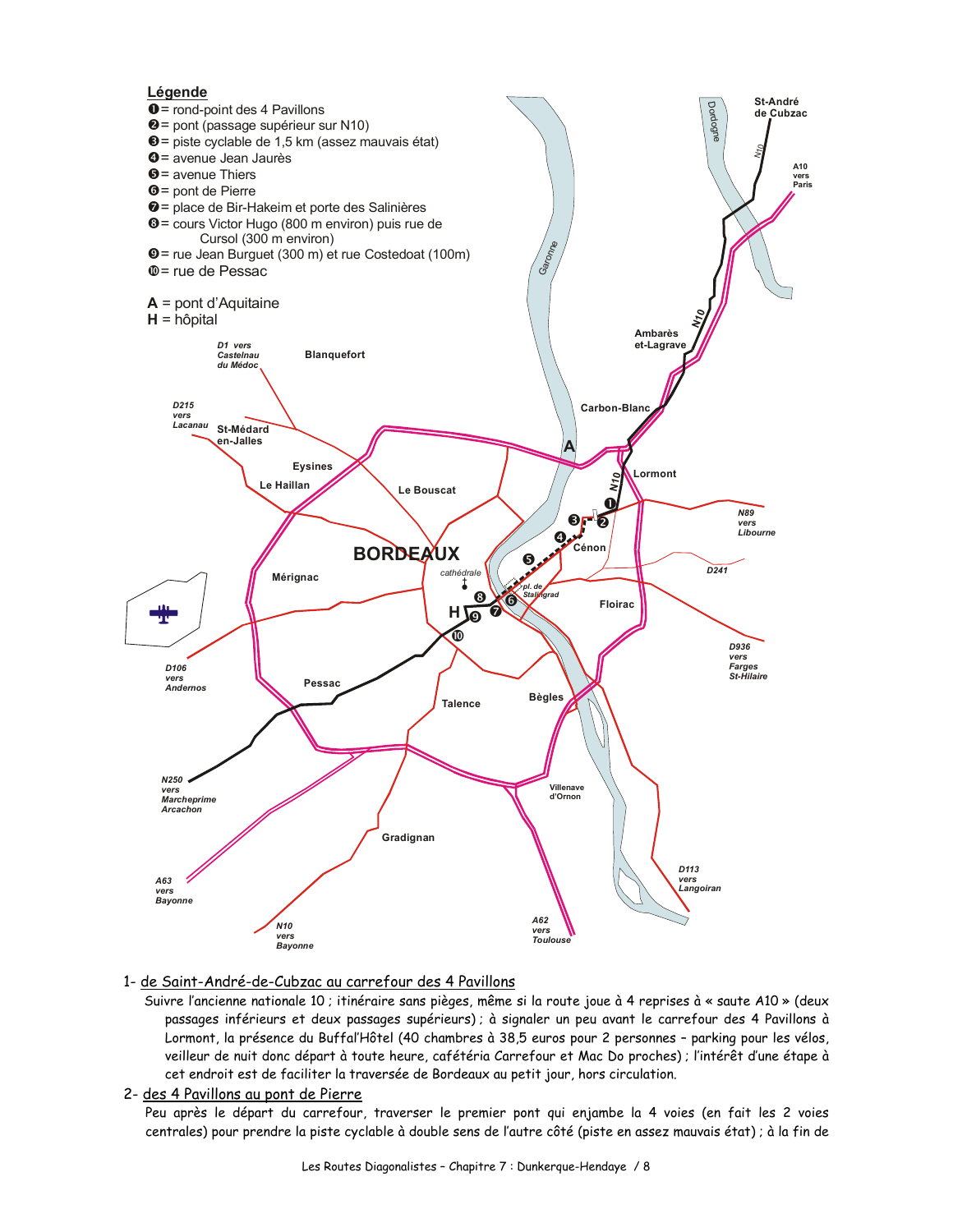**Légende**

- ❶ = rond-point des 4 Pavillons
- ❷ = pont (passage supérieur sur N10)
- ❸ = piste cyclable de 1,5 km (assez mauvais état)
- ❹ = avenue Jean Jaurès
- ❺ = avenue Thiers
- ❻ = pont de Pierre
- ❼ = place de Bir-Hakeim et porte des Salinières
- ❽ = cours Victor Hugo (800 m environ) puis rue de Cursol (300 m environ)
- ❾ = rue Jean Burguet (300 m) et rue Costedoat (100m)
- ❿ = rue de Pessac

**A** = pont d'Aquitaine
**H** = hôpital

1- <u>de Saint-André-de-Cubzac au carrefour des 4 Pavillons</u>

Suivre l'ancienne nationale 10 ; itinéraire sans pièges, même si la route joue à 4 reprises à « saute A10 » (deux passages inférieurs et deux passages supérieurs) ; à signaler un peu avant le carrefour des 4 Pavillons à Lormont, la présence du Buffal'Hôtel (40 chambres à 38,5 euros pour 2 personnes – parking pour les vélos, veilleur de nuit donc départ à toute heure, cafétéria Carrefour et Mac Do proches) ; l'intérêt d'une étape à cet endroit est de faciliter la traversée de Bordeaux au petit jour, hors circulation.

2- <u>des 4 Pavillons au pont de Pierre</u>

Peu après le départ du carrefour, traverser le premier pont qui enjambe la 4 voies (en fait les 2 voies centrales) pour prendre la piste cyclable à double sens de l'autre côté (piste en assez mauvais état) ; à la fin de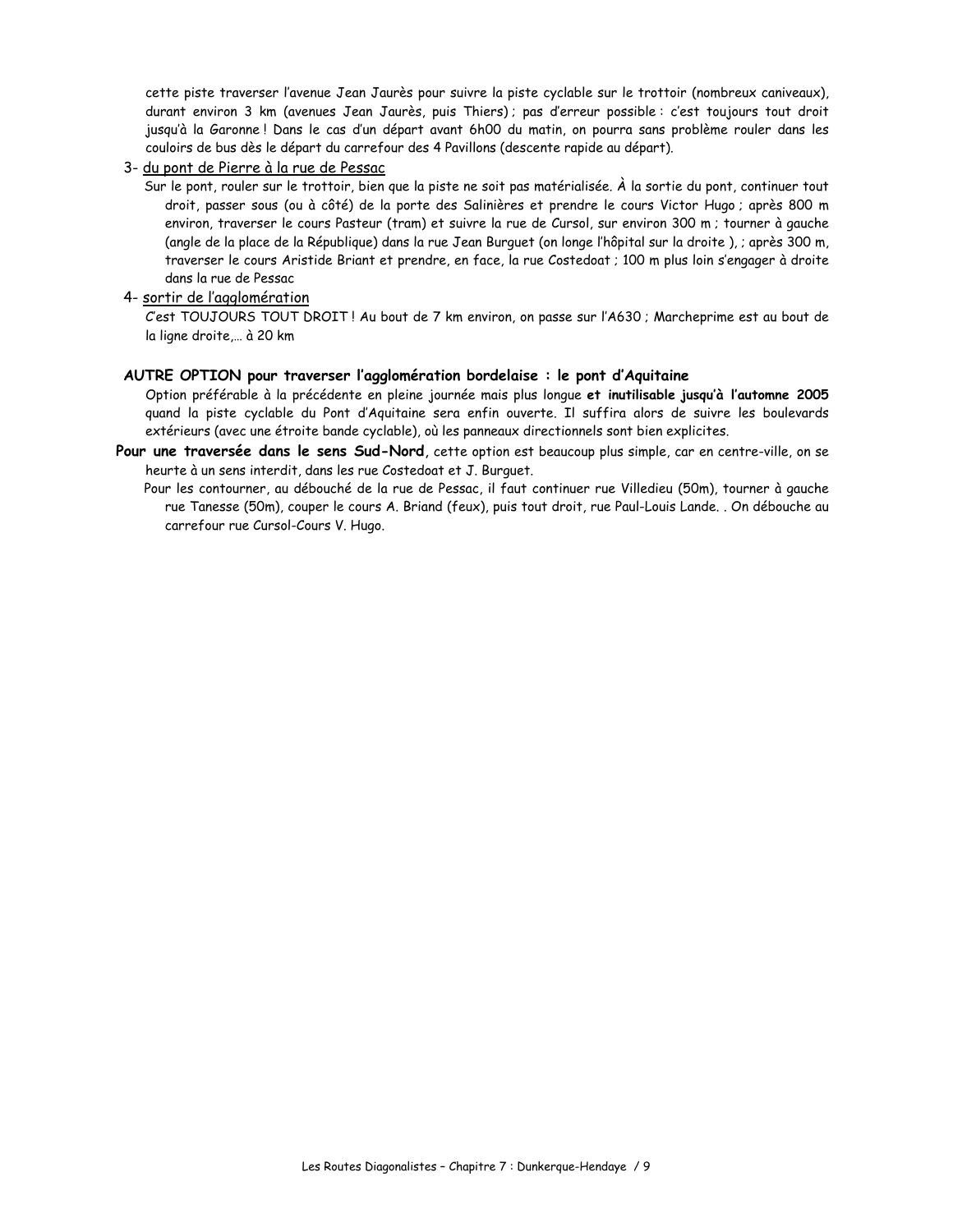cette piste traverser l'avenue Jean Jaurès pour suivre la piste cyclable sur le trottoir (nombreux caniveaux), durant environ 3 km (avenues Jean Jaurès, puis Thiers) ; pas d'erreur possible : c'est toujours tout droit jusqu'à la Garonne ! Dans le cas d'un départ avant 6h00 du matin, on pourra sans problème rouler dans les couloirs de bus dès le départ du carrefour des 4 Pavillons (descente rapide au départ).

3- <u>du pont de Pierre à la rue de Pessac</u>

Sur le pont, rouler sur le trottoir, bien que la piste ne soit pas matérialisée. À la sortie du pont, continuer tout droit, passer sous (ou à côté) de la porte des Salinières et prendre le cours Victor Hugo ; après 800 m environ, traverser le cours Pasteur (tram) et suivre la rue de Cursol, sur environ 300 m ; tourner à gauche (angle de la place de la République) dans la rue Jean Burguet (on longe l'hôpital sur la droite ), ; après 300 m, traverser le cours Aristide Briant et prendre, en face, la rue Costedoat ; 100 m plus loin s'engager à droite dans la rue de Pessac

4- <u>sortir de l'agglomération</u>

C'est TOUJOURS TOUT DROIT ! Au bout de 7 km environ, on passe sur l'A630 ; Marcheprime est au bout de la ligne droite,… à 20 km

**AUTRE OPTION pour traverser l'agglomération bordelaise : le pont d'Aquitaine**

Option préférable à la précédente en pleine journée mais plus longue **et inutilisable jusqu'à l'automne 2005** quand la piste cyclable du Pont d'Aquitaine sera enfin ouverte. Il suffira alors de suivre les boulevards extérieurs (avec une étroite bande cyclable), où les panneaux directionnels sont bien explicites.

**Pour une traversée dans le sens Sud-Nord**, cette option est beaucoup plus simple, car en centre-ville, on se heurte à un sens interdit, dans les rue Costedoat et J. Burguet.

Pour les contourner, au débouché de la rue de Pessac, il faut continuer rue Villedieu (50m), tourner à gauche rue Tanesse (50m), couper le cours A. Briand (feux), puis tout droit, rue Paul-Louis Lande. . On débouche au carrefour rue Cursol-Cours V. Hugo.